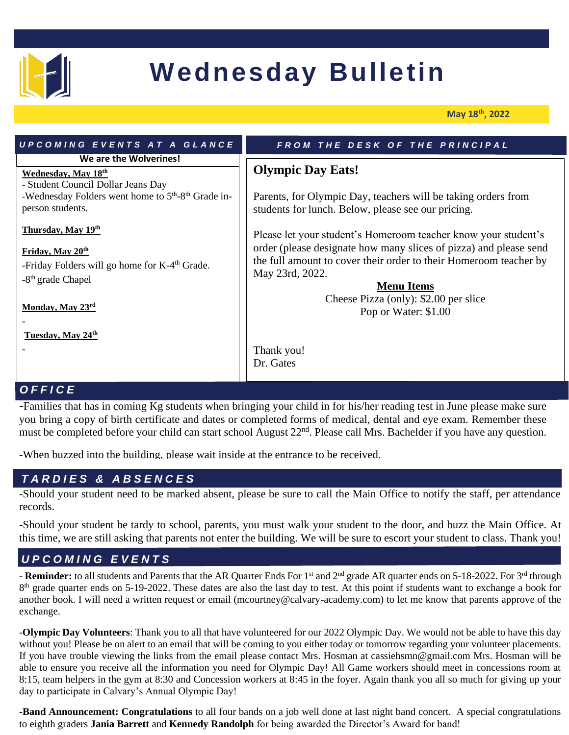# Wednesday Bulletin

**May 18th, 2022**

## UPCOMING EVENTS AT A GLANCE

**We are the Wolverines!**

**Wednesday, May 18th**

- Student Council Dollar Jeans Day

-Wednesday Folders went home to 5th-8th Grade in-person students.

**Thursday, May 19th**

**Friday, May 20th**

-Friday Folders will go home for K-4th Grade.

-8th grade Chapel

**Monday, May 23rd**

-

**Tuesday, May 24th**

-

## FROM THE DESK OF THE PRINCIPAL

### Olympic Day Eats!

Parents, for Olympic Day, teachers will be taking orders from students for lunch. Below, please see our pricing.

Please let your student's Homeroom teacher know your student's order (please designate how many slices of pizza) and please send the full amount to cover their order to their Homeroom teacher by May 23rd, 2022.

**Menu Items**

Cheese Pizza (only): $2.00 per slice

Pop or Water: $1.00

Thank you!

Dr. Gates

## OFFICE

-Families that has in coming Kg students when bringing your child in for his/her reading test in June please make sure you bring a copy of birth certificate and dates or completed forms of medical, dental and eye exam. Remember these must be completed before your child can start school August 22nd. Please call Mrs. Bachelder if you have any question.

-When buzzed into the building, please wait inside at the entrance to be received.

## TARDIES & ABSENCES

-Should your student need to be marked absent, please be sure to call the Main Office to notify the staff, per attendance records.

-Should your student be tardy to school, parents, you must walk your student to the door, and buzz the Main Office. At this time, we are still asking that parents not enter the building. We will be sure to escort your student to class. Thank you!

## UPCOMING EVENTS

- **Reminder:** to all students and Parents that the AR Quarter Ends For 1st and 2nd grade AR quarter ends on 5-18-2022. For 3rd through 8th grade quarter ends on 5-19-2022. These dates are also the last day to test. At this point if students want to exchange a book for another book. I will need a written request or email (mcourtney@calvary-academy.com) to let me know that parents approve of the exchange.

-**Olympic Day Volunteers**: Thank you to all that have volunteered for our 2022 Olympic Day. We would not be able to have this day without you! Please be on alert to an email that will be coming to you either today or tomorrow regarding your volunteer placements. If you have trouble viewing the links from the email please contact Mrs. Hosman at cassiehsmn@gmail.com Mrs. Hosman will be able to ensure you receive all the information you need for Olympic Day! All Game workers should meet in concessions room at 8:15, team helpers in the gym at 8:30 and Concession workers at 8:45 in the foyer. Again thank you all so much for giving up your day to participate in Calvary's Annual Olympic Day!

-**Band Announcement: Congratulations** to all four bands on a job well done at last night band concert. A special congratulations to eighth graders **Jania Barrett** and **Kennedy Randolph** for being awarded the Director's Award for band!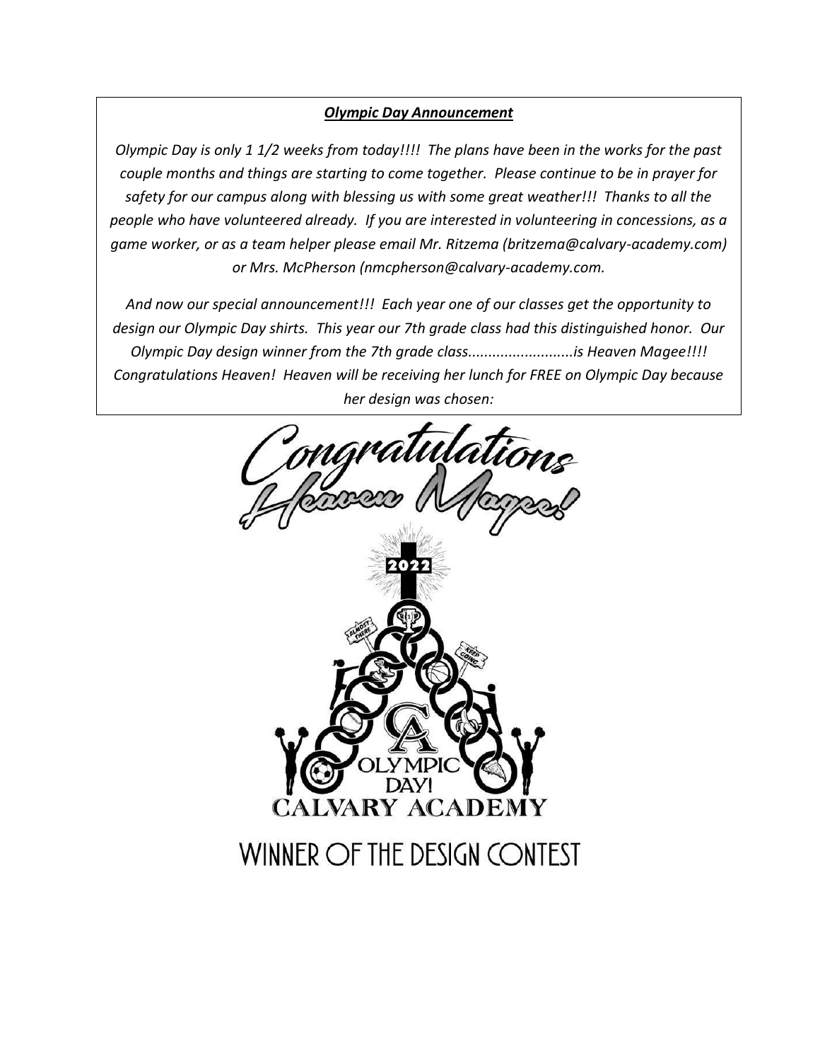***Olympic Day Announcement***

*Olympic Day is only 1 1/2 weeks from today!!!! The plans have been in the works for the past couple months and things are starting to come together. Please continue to be in prayer for safety for our campus along with blessing us with some great weather!!! Thanks to all the people who have volunteered already. If you are interested in volunteering in concessions, as a game worker, or as a team helper please email Mr. Ritzema (britzema@calvary-academy.com) or Mrs. McPherson (nmcpherson@calvary-academy.com.*

*And now our special announcement!!! Each year one of our classes get the opportunity to design our Olympic Day shirts. This year our 7th grade class had this distinguished honor. Our Olympic Day design winner from the 7th grade class..........................is Heaven Magee!!!! Congratulations Heaven! Heaven will be receiving her lunch for FREE on Olympic Day because her design was chosen:*

Congratulations Heaven Magee!

2022

ALMOST THERE

KEEP GOING

CA

OLYMPIC DAY!

CALVARY ACADEMY

WINNER OF THE DESIGN CONTEST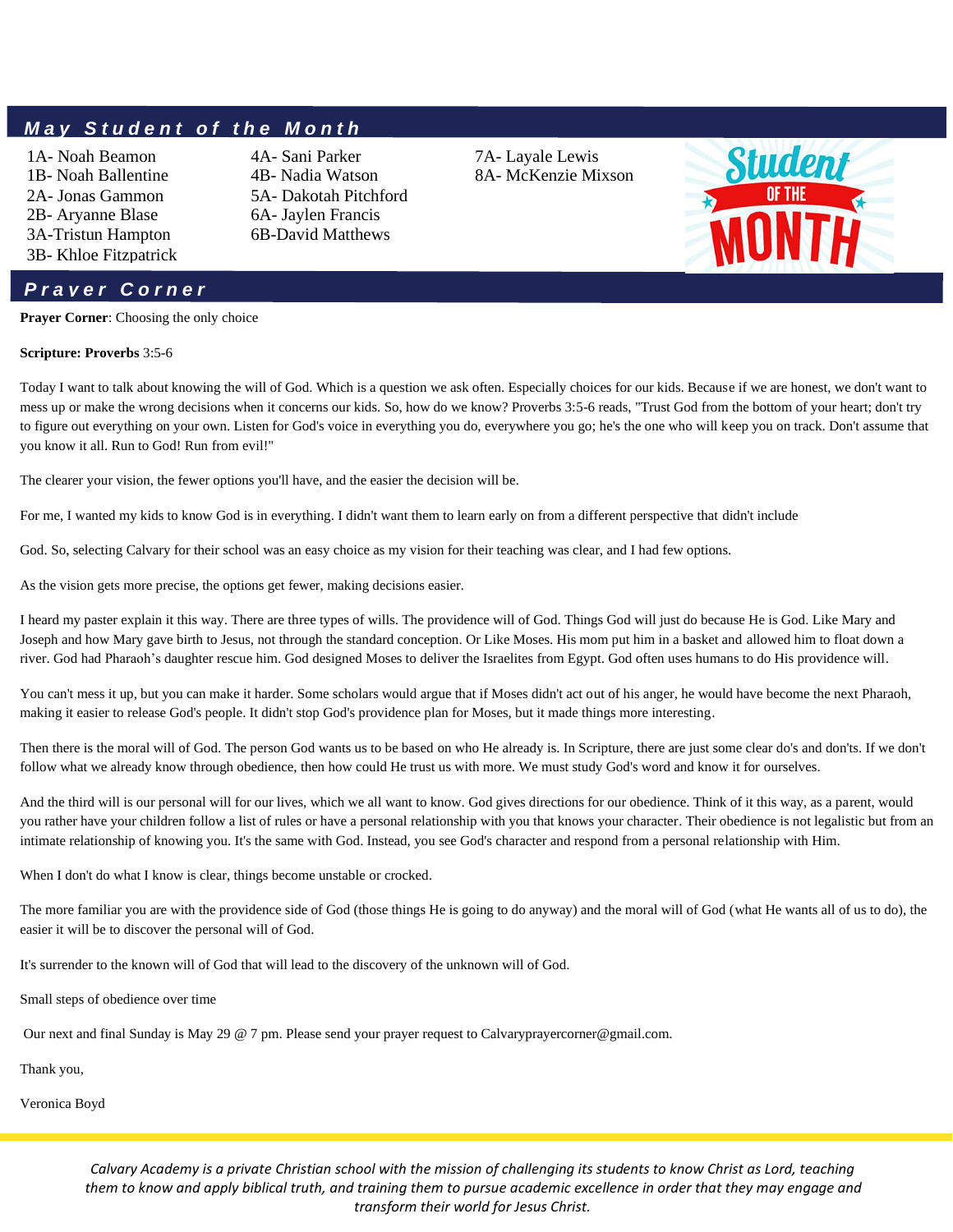## May Student of the Month

1A- Noah Beamon
1B- Noah Ballentine
2A- Jonas Gammon
2B- Aryanne Blase
3A-Tristun Hampton
3B- Khloe Fitzpatrick
4A- Sani Parker
4B- Nadia Watson
5A- Dakotah Pitchford
6A- Jaylen Francis
6B-David Matthews
7A- Layale Lewis
8A- McKenzie Mixson

## Prayer Corner

**Prayer Corner**: Choosing the only choice

**Scripture: Proverbs** 3:5-6

Today I want to talk about knowing the will of God. Which is a question we ask often. Especially choices for our kids. Because if we are honest, we don't want to mess up or make the wrong decisions when it concerns our kids. So, how do we know? Proverbs 3:5-6 reads, "Trust God from the bottom of your heart; don't try to figure out everything on your own. Listen for God's voice in everything you do, everywhere you go; he's the one who will keep you on track. Don't assume that you know it all. Run to God! Run from evil!"

The clearer your vision, the fewer options you'll have, and the easier the decision will be.

For me, I wanted my kids to know God is in everything. I didn't want them to learn early on from a different perspective that didn't include

God. So, selecting Calvary for their school was an easy choice as my vision for their teaching was clear, and I had few options.

As the vision gets more precise, the options get fewer, making decisions easier.

I heard my paster explain it this way. There are three types of wills. The providence will of God. Things God will just do because He is God. Like Mary and Joseph and how Mary gave birth to Jesus, not through the standard conception. Or Like Moses. His mom put him in a basket and allowed him to float down a river. God had Pharaoh's daughter rescue him. God designed Moses to deliver the Israelites from Egypt. God often uses humans to do His providence will.

You can't mess it up, but you can make it harder. Some scholars would argue that if Moses didn't act out of his anger, he would have become the next Pharaoh, making it easier to release God's people. It didn't stop God's providence plan for Moses, but it made things more interesting.

Then there is the moral will of God. The person God wants us to be based on who He already is. In Scripture, there are just some clear do's and don'ts. If we don't follow what we already know through obedience, then how could He trust us with more. We must study God's word and know it for ourselves.

And the third will is our personal will for our lives, which we all want to know. God gives directions for our obedience. Think of it this way, as a parent, would you rather have your children follow a list of rules or have a personal relationship with you that knows your character. Their obedience is not legalistic but from an intimate relationship of knowing you. It's the same with God. Instead, you see God's character and respond from a personal relationship with Him.

When I don't do what I know is clear, things become unstable or crocked.

The more familiar you are with the providence side of God (those things He is going to do anyway) and the moral will of God (what He wants all of us to do), the easier it will be to discover the personal will of God.

It's surrender to the known will of God that will lead to the discovery of the unknown will of God.

Small steps of obedience over time

Our next and final Sunday is May 29 @ 7 pm. Please send your prayer request to Calvaryprayercorner@gmail.com.

Thank you,

Veronica Boyd

*Calvary Academy is a private Christian school with the mission of challenging its students to know Christ as Lord, teaching them to know and apply biblical truth, and training them to pursue academic excellence in order that they may engage and transform their world for Jesus Christ.*